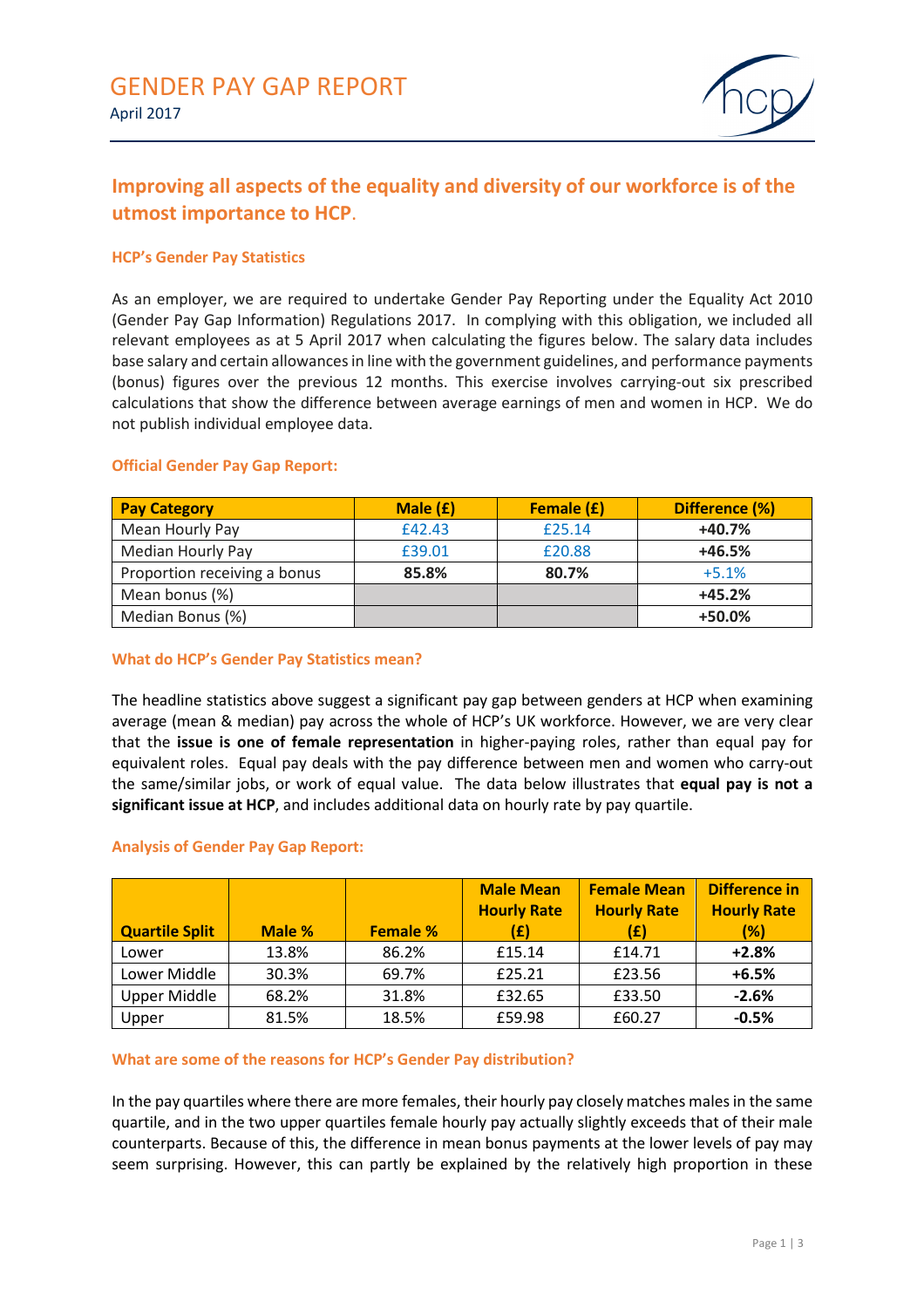# GENDER PAY GAP REPORT

April 2017

## Improving all aspects of the equality and diversity of our workforce is of the utmost importance to HCP.

### HCP's Gender Pay Statistics

As an employer, we are required to undertake Gender Pay Reporting under the Equality Act 2010 (Gender Pay Gap Information) Regulations 2017. In complying with this obligation, we included all relevant employees as at 5 April 2017 when calculating the figures below. The salary data includes base salary and certain allowances in line with the government guidelines, and performance payments (bonus) figures over the previous 12 months. This exercise involves carrying-out six prescribed calculations that show the difference between average earnings of men and women in HCP. We do not publish individual employee data.

### Official Gender Pay Gap Report:

| Pay Category | Male (£) | Female (£) | Difference (%) |
|---|---|---|---|
| Mean Hourly Pay | £42.43 | £25.14 | **+40.7%** |
| Median Hourly Pay | £39.01 | £20.88 | **+46.5%** |
| Proportion receiving a bonus | **85.8%** | **80.7%** | +5.1% |
| Mean bonus (%) | | | **+45.2%** |
| Median Bonus (%) | | | **+50.0%** |

### What do HCP's Gender Pay Statistics mean?

The headline statistics above suggest a significant pay gap between genders at HCP when examining average (mean & median) pay across the whole of HCP's UK workforce. However, we are very clear that the **issue is one of female representation** in higher-paying roles, rather than equal pay for equivalent roles. Equal pay deals with the pay difference between men and women who carry-out the same/similar jobs, or work of equal value. The data below illustrates that **equal pay is not a significant issue at HCP**, and includes additional data on hourly rate by pay quartile.

### Analysis of Gender Pay Gap Report:

| Quartile Split | Male % | Female % | Male Mean Hourly Rate (£) | Female Mean Hourly Rate (£) | Difference in Hourly Rate (%) |
|---|---|---|---|---|---|
| Lower | 13.8% | 86.2% | £15.14 | £14.71 | **+2.8%** |
| Lower Middle | 30.3% | 69.7% | £25.21 | £23.56 | **+6.5%** |
| Upper Middle | 68.2% | 31.8% | £32.65 | £33.50 | **-2.6%** |
| Upper | 81.5% | 18.5% | £59.98 | £60.27 | **-0.5%** |

### What are some of the reasons for HCP's Gender Pay distribution?

In the pay quartiles where there are more females, their hourly pay closely matches males in the same quartile, and in the two upper quartiles female hourly pay actually slightly exceeds that of their male counterparts. Because of this, the difference in mean bonus payments at the lower levels of pay may seem surprising. However, this can partly be explained by the relatively high proportion in these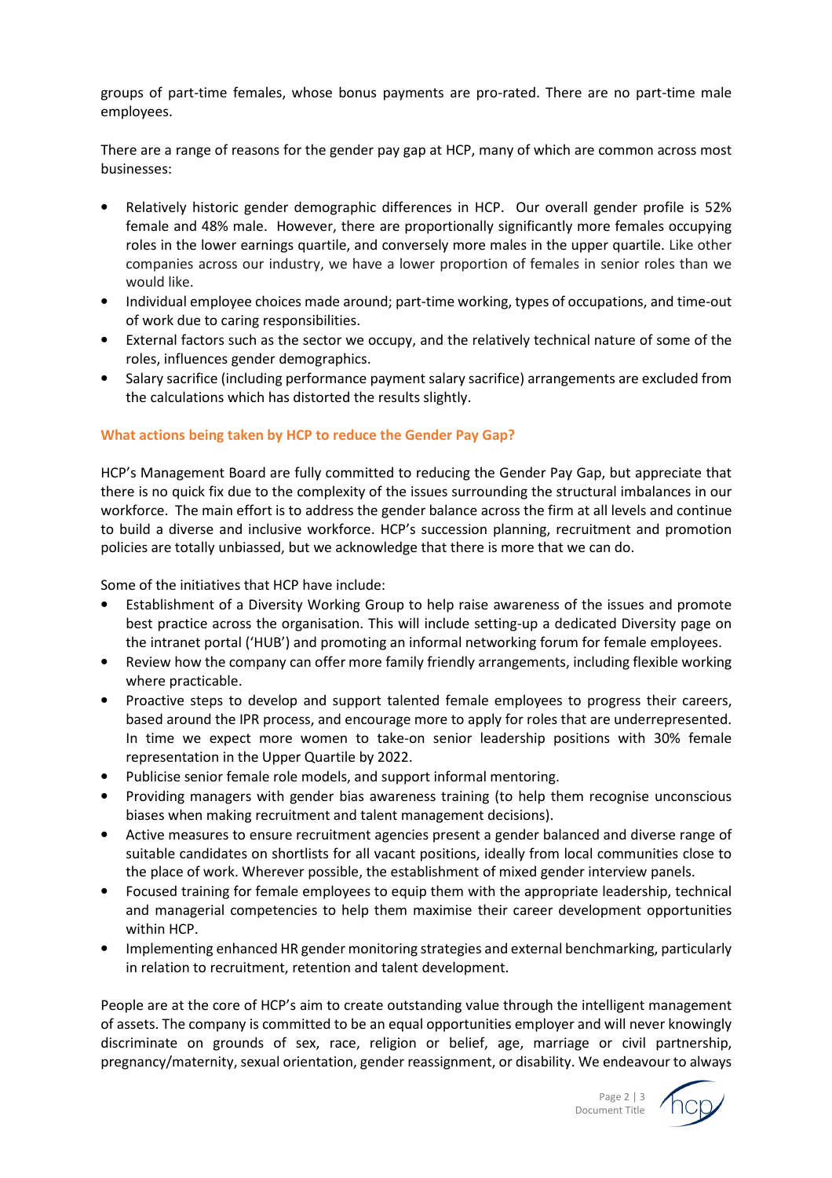groups of part-time females, whose bonus payments are pro-rated. There are no part-time male employees.

There are a range of reasons for the gender pay gap at HCP, many of which are common across most businesses:

- Relatively historic gender demographic differences in HCP. Our overall gender profile is 52% female and 48% male. However, there are proportionally significantly more females occupying roles in the lower earnings quartile, and conversely more males in the upper quartile. Like other companies across our industry, we have a lower proportion of females in senior roles than we would like.
- Individual employee choices made around; part-time working, types of occupations, and time-out of work due to caring responsibilities.
- External factors such as the sector we occupy, and the relatively technical nature of some of the roles, influences gender demographics.
- Salary sacrifice (including performance payment salary sacrifice) arrangements are excluded from the calculations which has distorted the results slightly.

### What actions being taken by HCP to reduce the Gender Pay Gap?

HCP's Management Board are fully committed to reducing the Gender Pay Gap, but appreciate that there is no quick fix due to the complexity of the issues surrounding the structural imbalances in our workforce. The main effort is to address the gender balance across the firm at all levels and continue to build a diverse and inclusive workforce. HCP's succession planning, recruitment and promotion policies are totally unbiassed, but we acknowledge that there is more that we can do.

Some of the initiatives that HCP have include:

- Establishment of a Diversity Working Group to help raise awareness of the issues and promote best practice across the organisation. This will include setting-up a dedicated Diversity page on the intranet portal ('HUB') and promoting an informal networking forum for female employees.
- Review how the company can offer more family friendly arrangements, including flexible working where practicable.
- Proactive steps to develop and support talented female employees to progress their careers, based around the IPR process, and encourage more to apply for roles that are underrepresented. In time we expect more women to take-on senior leadership positions with 30% female representation in the Upper Quartile by 2022.
- Publicise senior female role models, and support informal mentoring.
- Providing managers with gender bias awareness training (to help them recognise unconscious biases when making recruitment and talent management decisions).
- Active measures to ensure recruitment agencies present a gender balanced and diverse range of suitable candidates on shortlists for all vacant positions, ideally from local communities close to the place of work. Wherever possible, the establishment of mixed gender interview panels.
- Focused training for female employees to equip them with the appropriate leadership, technical and managerial competencies to help them maximise their career development opportunities within HCP.
- Implementing enhanced HR gender monitoring strategies and external benchmarking, particularly in relation to recruitment, retention and talent development.

People are at the core of HCP's aim to create outstanding value through the intelligent management of assets. The company is committed to be an equal opportunities employer and will never knowingly discriminate on grounds of sex, race, religion or belief, age, marriage or civil partnership, pregnancy/maternity, sexual orientation, gender reassignment, or disability. We endeavour to always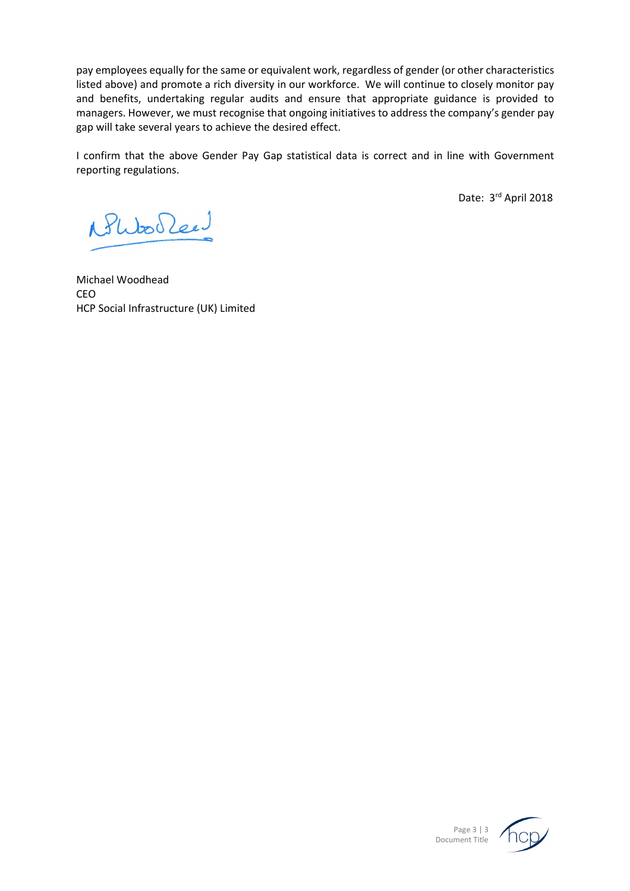pay employees equally for the same or equivalent work, regardless of gender (or other characteristics listed above) and promote a rich diversity in our workforce. We will continue to closely monitor pay and benefits, undertaking regular audits and ensure that appropriate guidance is provided to managers. However, we must recognise that ongoing initiatives to address the company's gender pay gap will take several years to achieve the desired effect.

I confirm that the above Gender Pay Gap statistical data is correct and in line with Government reporting regulations.

Date: 3rd April 2018

Michael Woodhead
CEO
HCP Social Infrastructure (UK) Limited